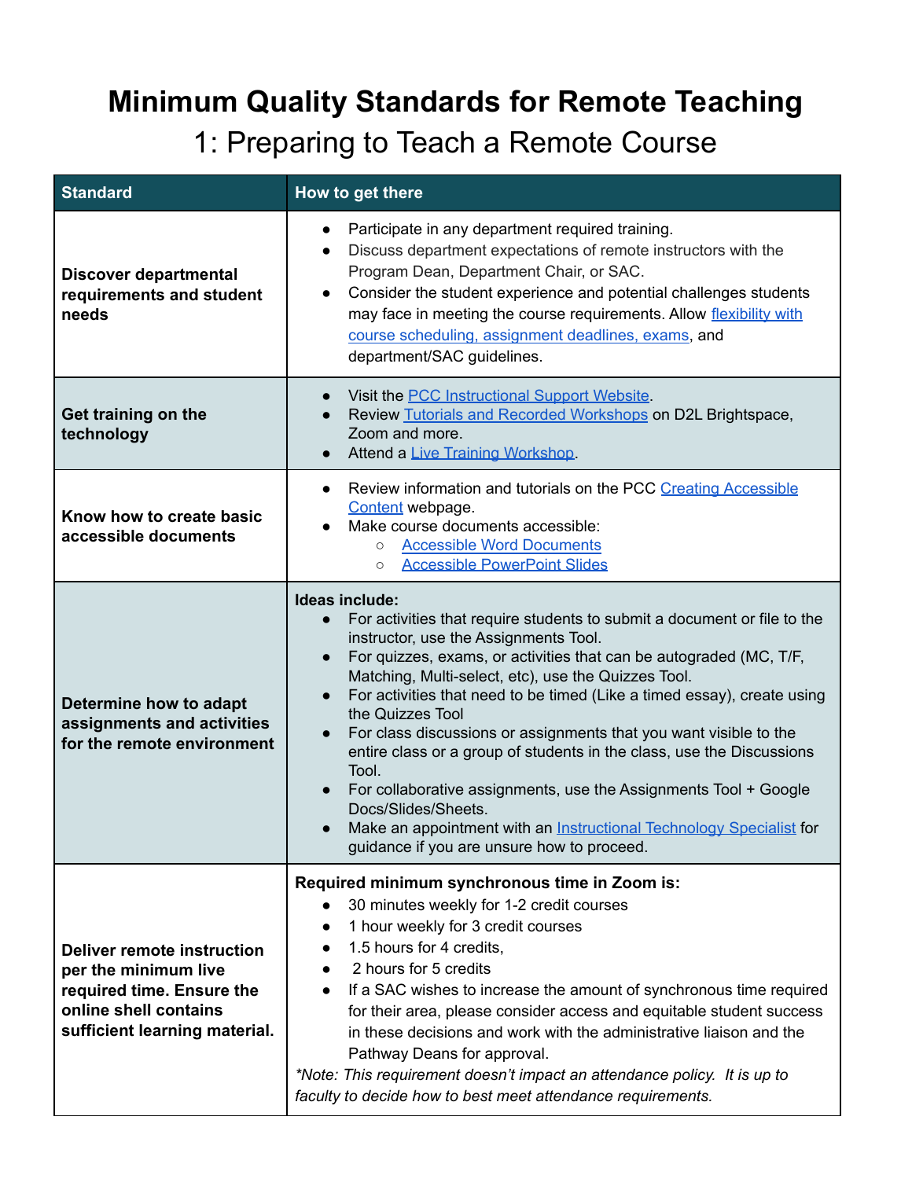# Minimum Quality Standards for Remote Teaching

## 1: Preparing to Teach a Remote Course

| Standard | How to get there |
|---|---|
| **Discover departmental requirements and student needs** | • Participate in any department required training.<br>• Discuss department expectations of remote instructors with the Program Dean, Department Chair, or SAC.<br>• Consider the student experience and potential challenges students may face in meeting the course requirements. Allow flexibility with course scheduling, assignment deadlines, exams, and department/SAC guidelines. |
| **Get training on the technology** | • Visit the PCC Instructional Support Website.<br>• Review Tutorials and Recorded Workshops on D2L Brightspace, Zoom and more.<br>• Attend a Live Training Workshop. |
| **Know how to create basic accessible documents** | • Review information and tutorials on the PCC Creating Accessible Content webpage.<br>• Make course documents accessible:<br>  ○ Accessible Word Documents<br>  ○ Accessible PowerPoint Slides |
| **Determine how to adapt assignments and activities for the remote environment** | **Ideas include:**<br>• For activities that require students to submit a document or file to the instructor, use the Assignments Tool.<br>• For quizzes, exams, or activities that can be autograded (MC, T/F, Matching, Multi-select, etc), use the Quizzes Tool.<br>• For activities that need to be timed (Like a timed essay), create using the Quizzes Tool<br>• For class discussions or assignments that you want visible to the entire class or a group of students in the class, use the Discussions Tool.<br>• For collaborative assignments, use the Assignments Tool + Google Docs/Slides/Sheets.<br>• Make an appointment with an Instructional Technology Specialist for guidance if you are unsure how to proceed. |
| **Deliver remote instruction per the minimum live required time. Ensure the online shell contains sufficient learning material.** | **Required minimum synchronous time in Zoom is:**<br>• 30 minutes weekly for 1-2 credit courses<br>• 1 hour weekly for 3 credit courses<br>• 1.5 hours for 4 credits,<br>• 2 hours for 5 credits<br>• If a SAC wishes to increase the amount of synchronous time required for their area, please consider access and equitable student success in these decisions and work with the administrative liaison and the Pathway Deans for approval.<br>*\*Note: This requirement doesn't impact an attendance policy. It is up to faculty to decide how to best meet attendance requirements.* |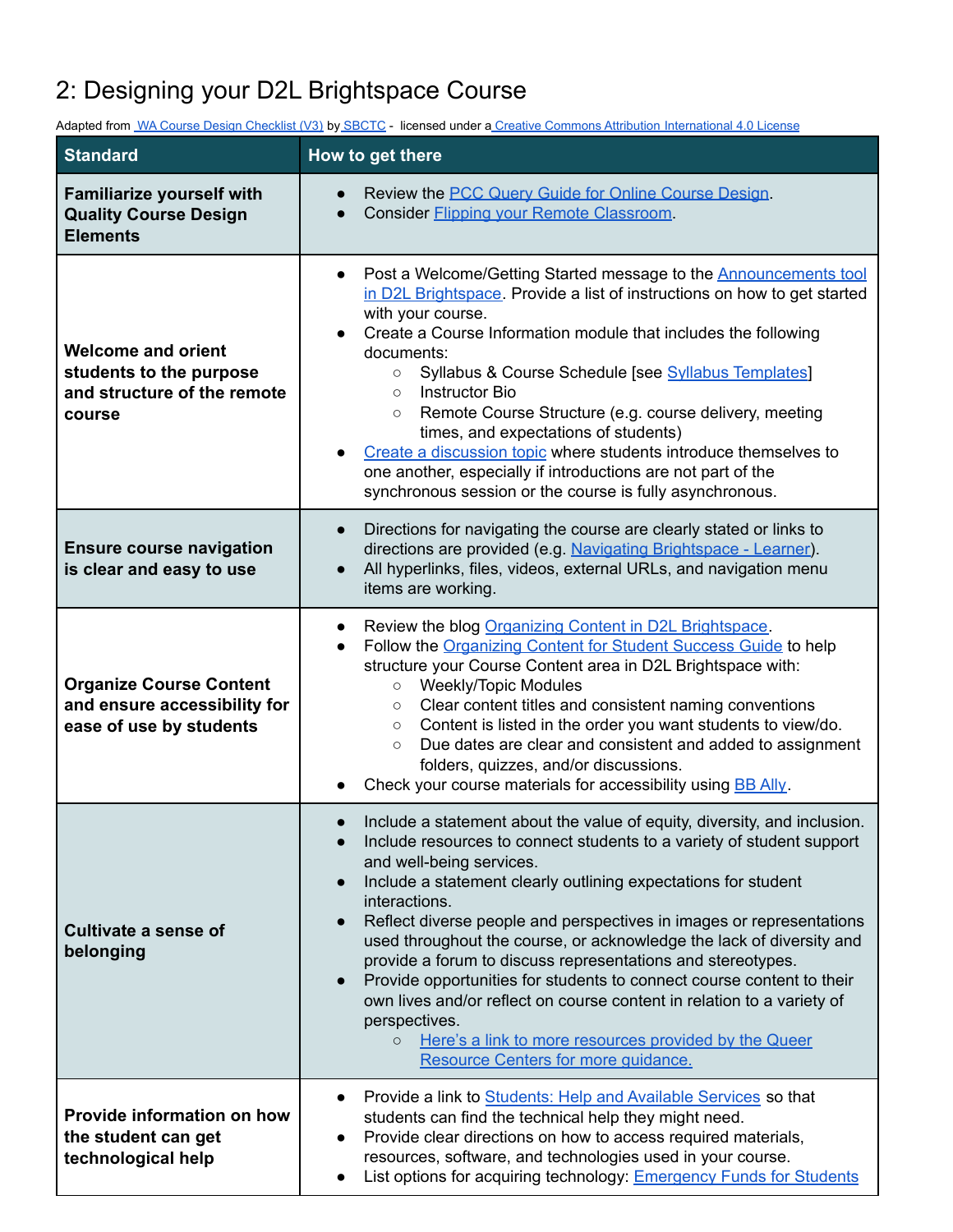# 2: Designing your D2L Brightspace Course

Adapted from WA Course Design Checklist (V3) by SBCTC - licensed under a Creative Commons Attribution International 4.0 License

| Standard | How to get there |
|---|---|
| **Familiarize yourself with Quality Course Design Elements** | • Review the PCC Query Guide for Online Course Design.<br>• Consider Flipping your Remote Classroom. |
| **Welcome and orient students to the purpose and structure of the remote course** | • Post a Welcome/Getting Started message to the Announcements tool in D2L Brightspace. Provide a list of instructions on how to get started with your course.<br>• Create a Course Information module that includes the following documents:<br>&nbsp;&nbsp;○ Syllabus & Course Schedule [see Syllabus Templates]<br>&nbsp;&nbsp;○ Instructor Bio<br>&nbsp;&nbsp;○ Remote Course Structure (e.g. course delivery, meeting times, and expectations of students)<br>• Create a discussion topic where students introduce themselves to one another, especially if introductions are not part of the synchronous session or the course is fully asynchronous. |
| **Ensure course navigation is clear and easy to use** | • Directions for navigating the course are clearly stated or links to directions are provided (e.g. Navigating Brightspace - Learner).<br>• All hyperlinks, files, videos, external URLs, and navigation menu items are working. |
| **Organize Course Content and ensure accessibility for ease of use by students** | • Review the blog Organizing Content in D2L Brightspace.<br>• Follow the Organizing Content for Student Success Guide to help structure your Course Content area in D2L Brightspace with:<br>&nbsp;&nbsp;○ Weekly/Topic Modules<br>&nbsp;&nbsp;○ Clear content titles and consistent naming conventions<br>&nbsp;&nbsp;○ Content is listed in the order you want students to view/do.<br>&nbsp;&nbsp;○ Due dates are clear and consistent and added to assignment folders, quizzes, and/or discussions.<br>• Check your course materials for accessibility using BB Ally. |
| **Cultivate a sense of belonging** | • Include a statement about the value of equity, diversity, and inclusion.<br>• Include resources to connect students to a variety of student support and well-being services.<br>• Include a statement clearly outlining expectations for student interactions.<br>• Reflect diverse people and perspectives in images or representations used throughout the course, or acknowledge the lack of diversity and provide a forum to discuss representations and stereotypes.<br>• Provide opportunities for students to connect course content to their own lives and/or reflect on course content in relation to a variety of perspectives.<br>&nbsp;&nbsp;○ Here's a link to more resources provided by the Queer Resource Centers for more guidance. |
| **Provide information on how the student can get technological help** | • Provide a link to Students: Help and Available Services so that students can find the technical help they might need.<br>• Provide clear directions on how to access required materials, resources, software, and technologies used in your course.<br>• List options for acquiring technology: Emergency Funds for Students |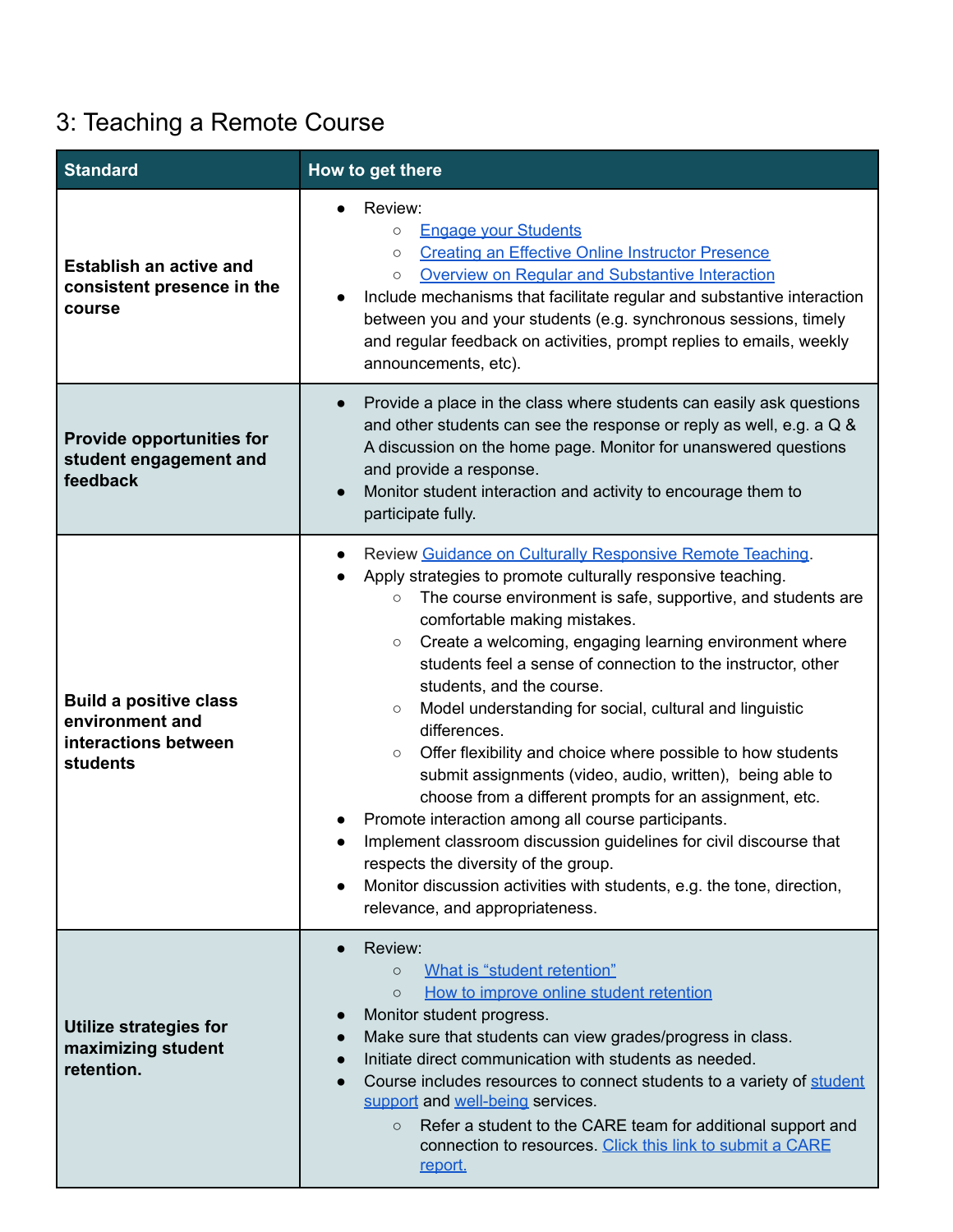## 3: Teaching a Remote Course

| Standard | How to get there |
|---|---|
| **Establish an active and consistent presence in the course** | • Review:<br>&nbsp;&nbsp;○ Engage your Students<br>&nbsp;&nbsp;○ Creating an Effective Online Instructor Presence<br>&nbsp;&nbsp;○ Overview on Regular and Substantive Interaction<br>• Include mechanisms that facilitate regular and substantive interaction between you and your students (e.g. synchronous sessions, timely and regular feedback on activities, prompt replies to emails, weekly announcements, etc). |
| **Provide opportunities for student engagement and feedback** | • Provide a place in the class where students can easily ask questions and other students can see the response or reply as well, e.g. a Q & A discussion on the home page. Monitor for unanswered questions and provide a response.<br>• Monitor student interaction and activity to encourage them to participate fully. |
| **Build a positive class environment and interactions between students** | • Review Guidance on Culturally Responsive Remote Teaching.<br>• Apply strategies to promote culturally responsive teaching.<br>&nbsp;&nbsp;○ The course environment is safe, supportive, and students are comfortable making mistakes.<br>&nbsp;&nbsp;○ Create a welcoming, engaging learning environment where students feel a sense of connection to the instructor, other students, and the course.<br>&nbsp;&nbsp;○ Model understanding for social, cultural and linguistic differences.<br>&nbsp;&nbsp;○ Offer flexibility and choice where possible to how students submit assignments (video, audio, written), being able to choose from a different prompts for an assignment, etc.<br>• Promote interaction among all course participants.<br>• Implement classroom discussion guidelines for civil discourse that respects the diversity of the group.<br>• Monitor discussion activities with students, e.g. the tone, direction, relevance, and appropriateness. |
| **Utilize strategies for maximizing student retention.** | • Review:<br>&nbsp;&nbsp;○ What is "student retention"<br>&nbsp;&nbsp;○ How to improve online student retention<br>• Monitor student progress.<br>• Make sure that students can view grades/progress in class.<br>• Initiate direct communication with students as needed.<br>• Course includes resources to connect students to a variety of student support and well-being services.<br>&nbsp;&nbsp;○ Refer a student to the CARE team for additional support and connection to resources. Click this link to submit a CARE report. |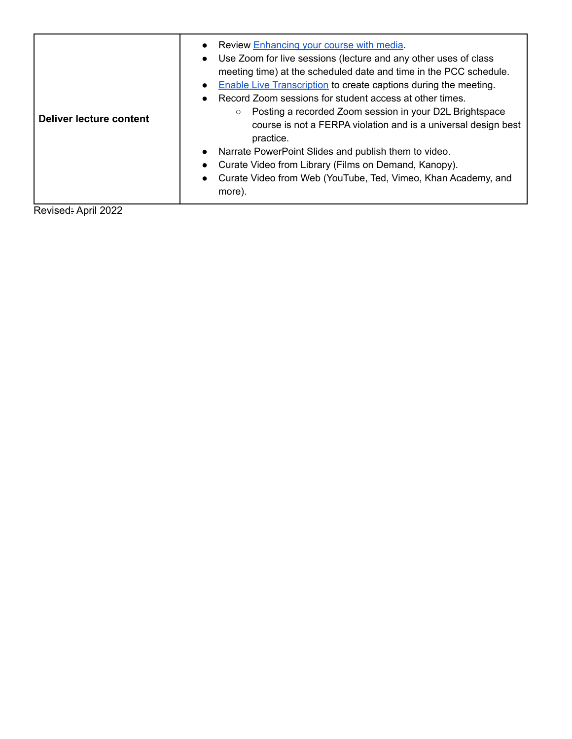| | |
|---|---|
| **Deliver lecture content** | • Review Enhancing your course with media.<br>• Use Zoom for live sessions (lecture and any other uses of class meeting time) at the scheduled date and time in the PCC schedule.<br>• Enable Live Transcription to create captions during the meeting.<br>• Record Zoom sessions for student access at other times.<br>&nbsp;&nbsp;&nbsp;&nbsp;○ Posting a recorded Zoom session in your D2L Brightspace course is not a FERPA violation and is a universal design best practice.<br>• Narrate PowerPoint Slides and publish them to video.<br>• Curate Video from Library (Films on Demand, Kanopy).<br>• Curate Video from Web (YouTube, Ted, Vimeo, Khan Academy, and more). |

Revised: April 2022